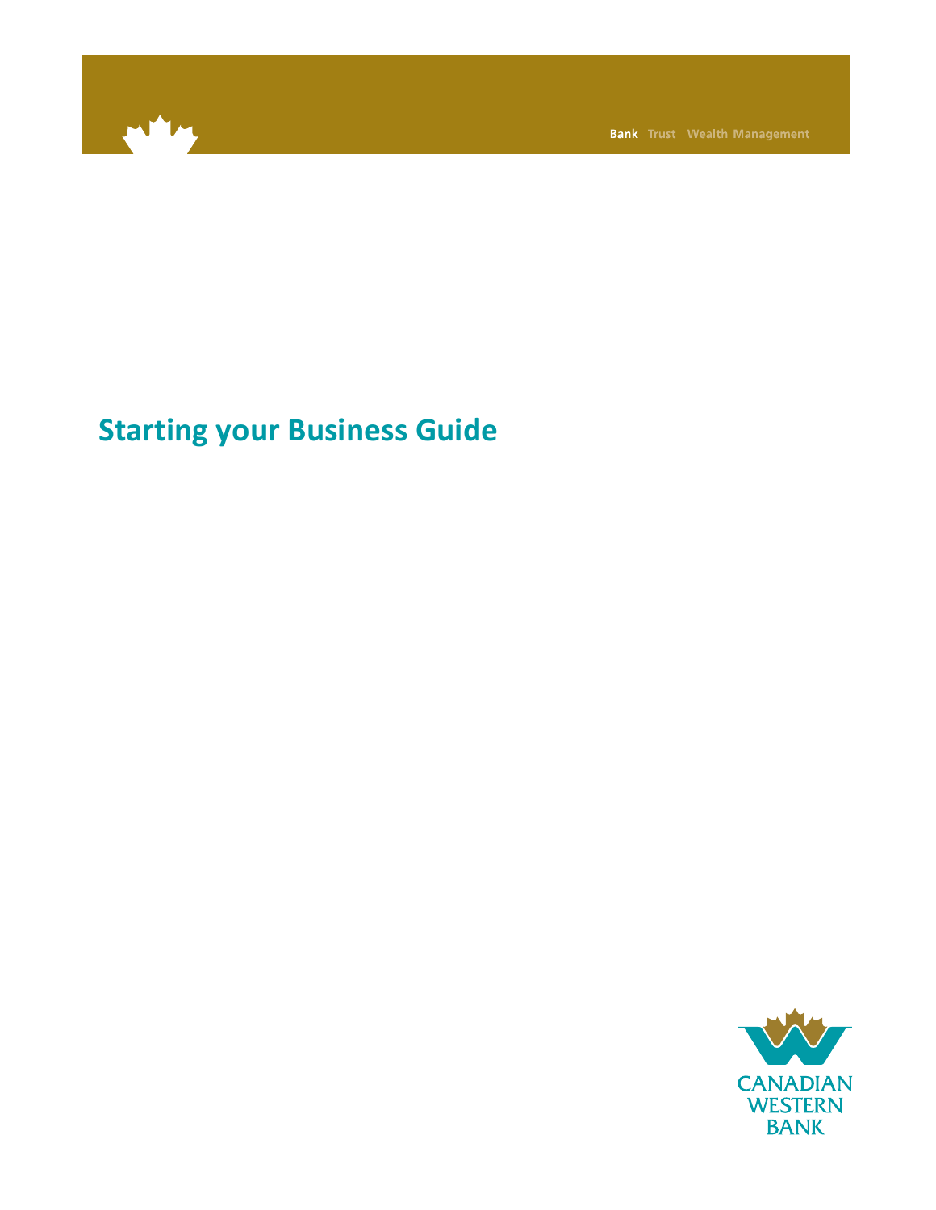Bank Trust Wealth Management

# Starting your Business Guide

CANADIAN WESTERN BANK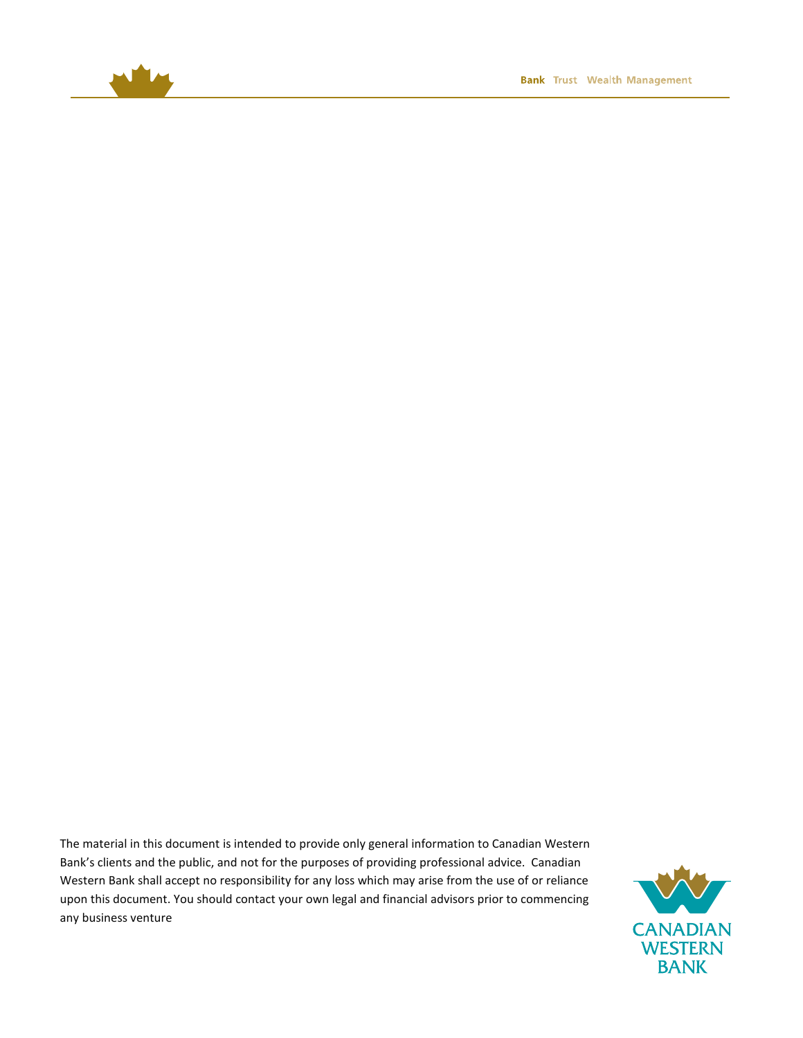The material in this document is intended to provide only general information to Canadian Western Bank's clients and the public, and not for the purposes of providing professional advice. Canadian Western Bank shall accept no responsibility for any loss which may arise from the use of or reliance upon this document. You should contact your own legal and financial advisors prior to commencing any business venture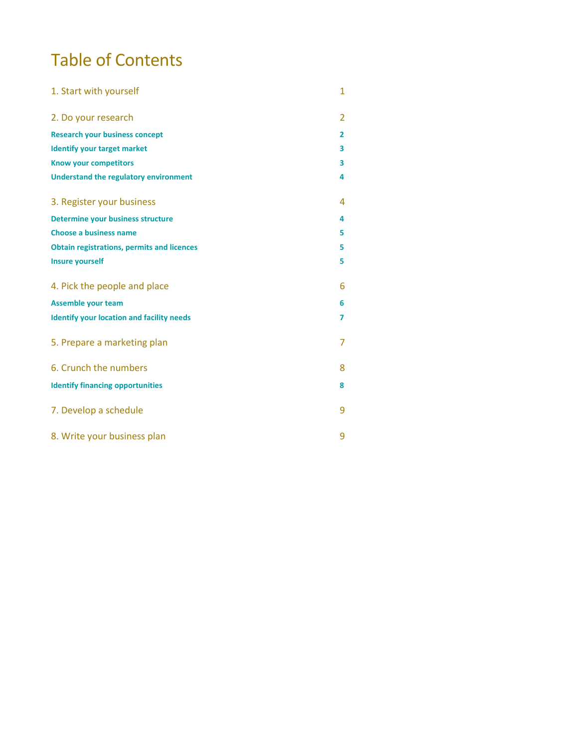# Table of Contents

| | |
|---|---|
| 1. Start with yourself | 1 |
| 2. Do your research | 2 |
| **Research your business concept** | **2** |
| **Identify your target market** | **3** |
| **Know your competitors** | **3** |
| **Understand the regulatory environment** | **4** |
| 3. Register your business | 4 |
| **Determine your business structure** | **4** |
| **Choose a business name** | **5** |
| **Obtain registrations, permits and licences** | **5** |
| **Insure yourself** | **5** |
| 4. Pick the people and place | 6 |
| **Assemble your team** | **6** |
| **Identify your location and facility needs** | **7** |
| 5. Prepare a marketing plan | 7 |
| 6. Crunch the numbers | 8 |
| **Identify financing opportunities** | **8** |
| 7. Develop a schedule | 9 |
| 8. Write your business plan | 9 |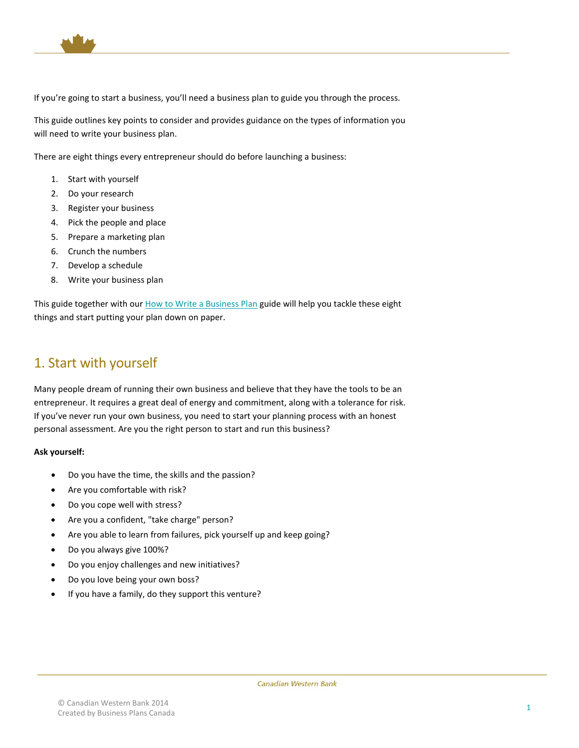If you're going to start a business, you'll need a business plan to guide you through the process.

This guide outlines key points to consider and provides guidance on the types of information you will need to write your business plan.

There are eight things every entrepreneur should do before launching a business:

1. Start with yourself
2. Do your research
3. Register your business
4. Pick the people and place
5. Prepare a marketing plan
6. Crunch the numbers
7. Develop a schedule
8. Write your business plan

This guide together with our How to Write a Business Plan guide will help you tackle these eight things and start putting your plan down on paper.

## 1. Start with yourself

Many people dream of running their own business and believe that they have the tools to be an entrepreneur. It requires a great deal of energy and commitment, along with a tolerance for risk. If you've never run your own business, you need to start your planning process with an honest personal assessment. Are you the right person to start and run this business?

**Ask yourself:**

- Do you have the time, the skills and the passion?
- Are you comfortable with risk?
- Do you cope well with stress?
- Are you a confident, "take charge" person?
- Are you able to learn from failures, pick yourself up and keep going?
- Do you always give 100%?
- Do you enjoy challenges and new initiatives?
- Do you love being your own boss?
- If you have a family, do they support this venture?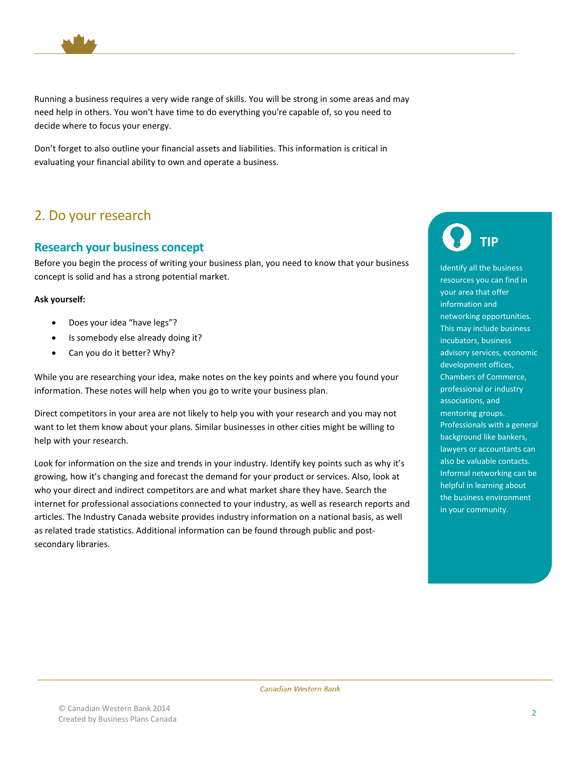Running a business requires a very wide range of skills. You will be strong in some areas and may need help in others. You won't have time to do everything you're capable of, so you need to decide where to focus your energy.

Don't forget to also outline your financial assets and liabilities. This information is critical in evaluating your financial ability to own and operate a business.

## 2. Do your research

### Research your business concept

Before you begin the process of writing your business plan, you need to know that your business concept is solid and has a strong potential market.

**Ask yourself:**

- Does your idea "have legs"?
- Is somebody else already doing it?
- Can you do it better? Why?

While you are researching your idea, make notes on the key points and where you found your information. These notes will help when you go to write your business plan.

Direct competitors in your area are not likely to help you with your research and you may not want to let them know about your plans. Similar businesses in other cities might be willing to help with your research.

Look for information on the size and trends in your industry. Identify key points such as why it's growing, how it's changing and forecast the demand for your product or services. Also, look at who your direct and indirect competitors are and what market share they have. Search the internet for professional associations connected to your industry, as well as research reports and articles. The Industry Canada website provides industry information on a national basis, as well as related trade statistics. Additional information can be found through public and post-secondary libraries.

**TIP**

Identify all the business resources you can find in your area that offer information and networking opportunities. This may include business incubators, business advisory services, economic development offices, Chambers of Commerce, professional or industry associations, and mentoring groups. Professionals with a general background like bankers, lawyers or accountants can also be valuable contacts. Informal networking can be helpful in learning about the business environment in your community.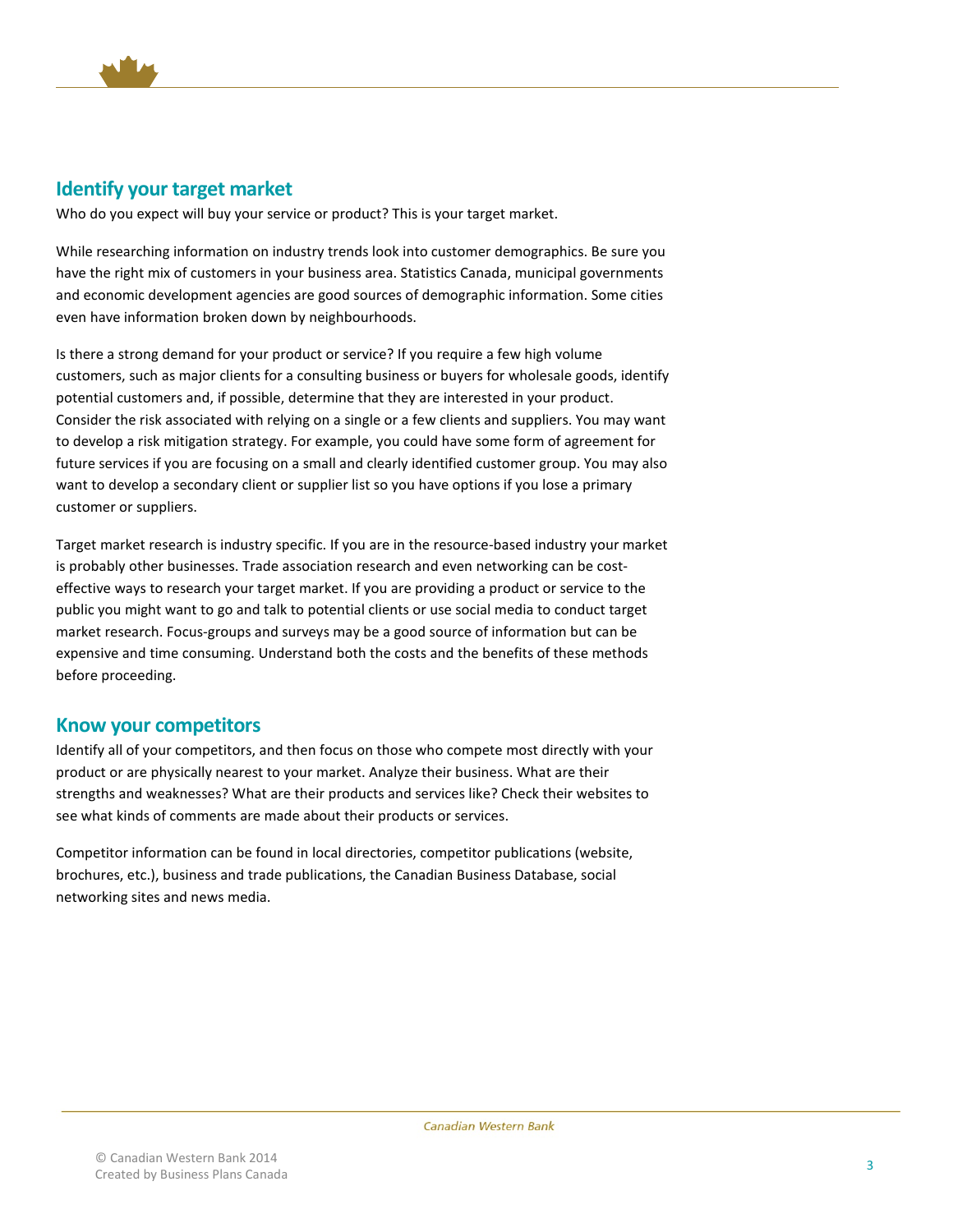## Identify your target market

Who do you expect will buy your service or product? This is your target market.

While researching information on industry trends look into customer demographics. Be sure you have the right mix of customers in your business area. Statistics Canada, municipal governments and economic development agencies are good sources of demographic information. Some cities even have information broken down by neighbourhoods.

Is there a strong demand for your product or service? If you require a few high volume customers, such as major clients for a consulting business or buyers for wholesale goods, identify potential customers and, if possible, determine that they are interested in your product. Consider the risk associated with relying on a single or a few clients and suppliers. You may want to develop a risk mitigation strategy. For example, you could have some form of agreement for future services if you are focusing on a small and clearly identified customer group. You may also want to develop a secondary client or supplier list so you have options if you lose a primary customer or suppliers.

Target market research is industry specific. If you are in the resource-based industry your market is probably other businesses. Trade association research and even networking can be cost-effective ways to research your target market. If you are providing a product or service to the public you might want to go and talk to potential clients or use social media to conduct target market research. Focus-groups and surveys may be a good source of information but can be expensive and time consuming. Understand both the costs and the benefits of these methods before proceeding.

## Know your competitors

Identify all of your competitors, and then focus on those who compete most directly with your product or are physically nearest to your market. Analyze their business. What are their strengths and weaknesses? What are their products and services like? Check their websites to see what kinds of comments are made about their products or services.

Competitor information can be found in local directories, competitor publications (website, brochures, etc.), business and trade publications, the Canadian Business Database, social networking sites and news media.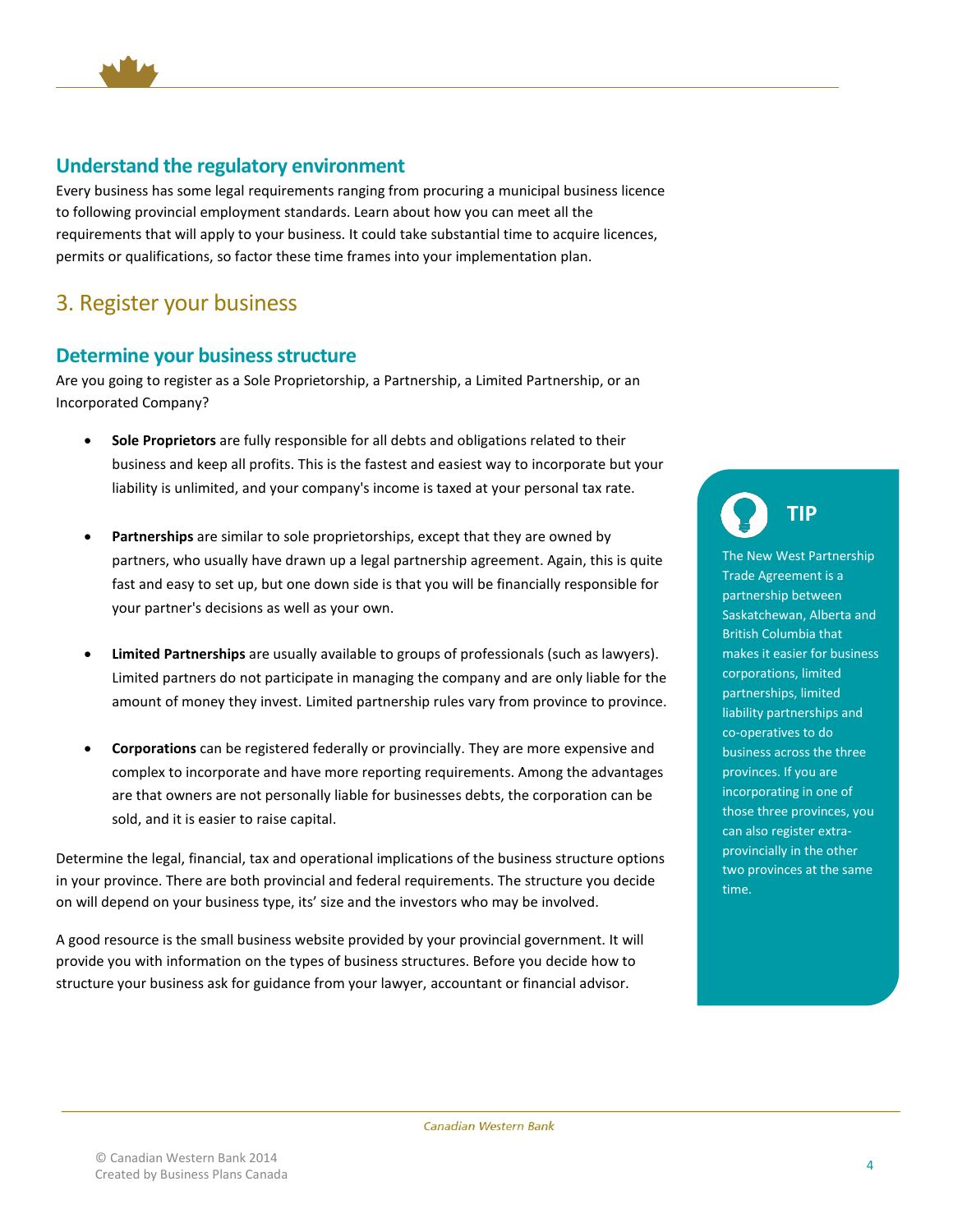## Understand the regulatory environment

Every business has some legal requirements ranging from procuring a municipal business licence to following provincial employment standards. Learn about how you can meet all the requirements that will apply to your business. It could take substantial time to acquire licences, permits or qualifications, so factor these time frames into your implementation plan.

# 3. Register your business

## Determine your business structure

Are you going to register as a Sole Proprietorship, a Partnership, a Limited Partnership, or an Incorporated Company?

- **Sole Proprietors** are fully responsible for all debts and obligations related to their business and keep all profits. This is the fastest and easiest way to incorporate but your liability is unlimited, and your company's income is taxed at your personal tax rate.
- **Partnerships** are similar to sole proprietorships, except that they are owned by partners, who usually have drawn up a legal partnership agreement. Again, this is quite fast and easy to set up, but one down side is that you will be financially responsible for your partner's decisions as well as your own.
- **Limited Partnerships** are usually available to groups of professionals (such as lawyers). Limited partners do not participate in managing the company and are only liable for the amount of money they invest. Limited partnership rules vary from province to province.
- **Corporations** can be registered federally or provincially. They are more expensive and complex to incorporate and have more reporting requirements. Among the advantages are that owners are not personally liable for businesses debts, the corporation can be sold, and it is easier to raise capital.

Determine the legal, financial, tax and operational implications of the business structure options in your province. There are both provincial and federal requirements. The structure you decide on will depend on your business type, its' size and the investors who may be involved.

A good resource is the small business website provided by your provincial government. It will provide you with information on the types of business structures. Before you decide how to structure your business ask for guidance from your lawyer, accountant or financial advisor.

**TIP**

The New West Partnership Trade Agreement is a partnership between Saskatchewan, Alberta and British Columbia that makes it easier for business corporations, limited partnerships, limited liability partnerships and co-operatives to do business across the three provinces. If you are incorporating in one of those three provinces, you can also register extra-provincially in the other two provinces at the same time.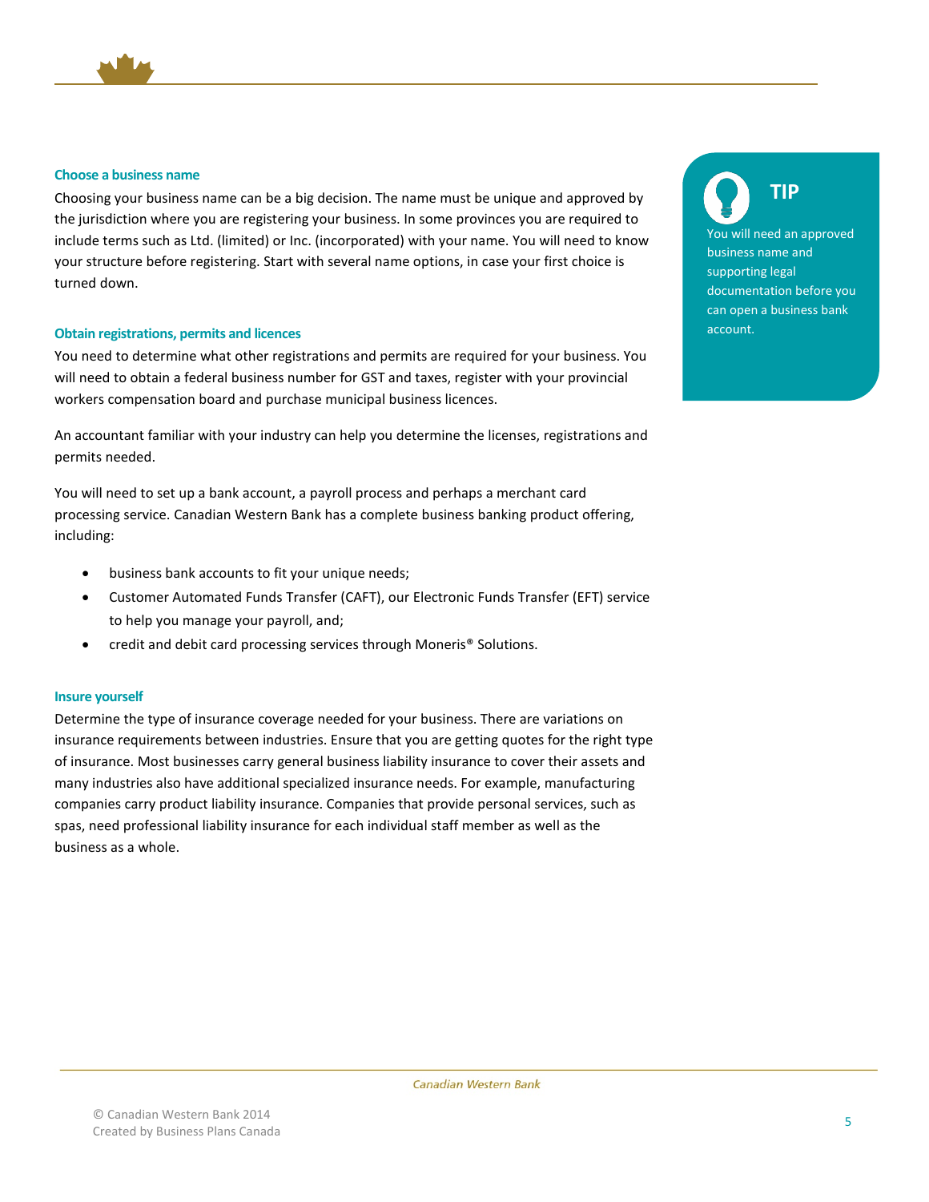### Choose a business name

Choosing your business name can be a big decision. The name must be unique and approved by the jurisdiction where you are registering your business. In some provinces you are required to include terms such as Ltd. (limited) or Inc. (incorporated) with your name. You will need to know your structure before registering. Start with several name options, in case your first choice is turned down.

> **TIP**
>
> You will need an approved business name and supporting legal documentation before you can open a business bank account.

### Obtain registrations, permits and licences

You need to determine what other registrations and permits are required for your business. You will need to obtain a federal business number for GST and taxes, register with your provincial workers compensation board and purchase municipal business licences.

An accountant familiar with your industry can help you determine the licenses, registrations and permits needed.

You will need to set up a bank account, a payroll process and perhaps a merchant card processing service. Canadian Western Bank has a complete business banking product offering, including:

- business bank accounts to fit your unique needs;
- Customer Automated Funds Transfer (CAFT), our Electronic Funds Transfer (EFT) service to help you manage your payroll, and;
- credit and debit card processing services through Moneris® Solutions.

### Insure yourself

Determine the type of insurance coverage needed for your business. There are variations on insurance requirements between industries. Ensure that you are getting quotes for the right type of insurance. Most businesses carry general business liability insurance to cover their assets and many industries also have additional specialized insurance needs. For example, manufacturing companies carry product liability insurance. Companies that provide personal services, such as spas, need professional liability insurance for each individual staff member as well as the business as a whole.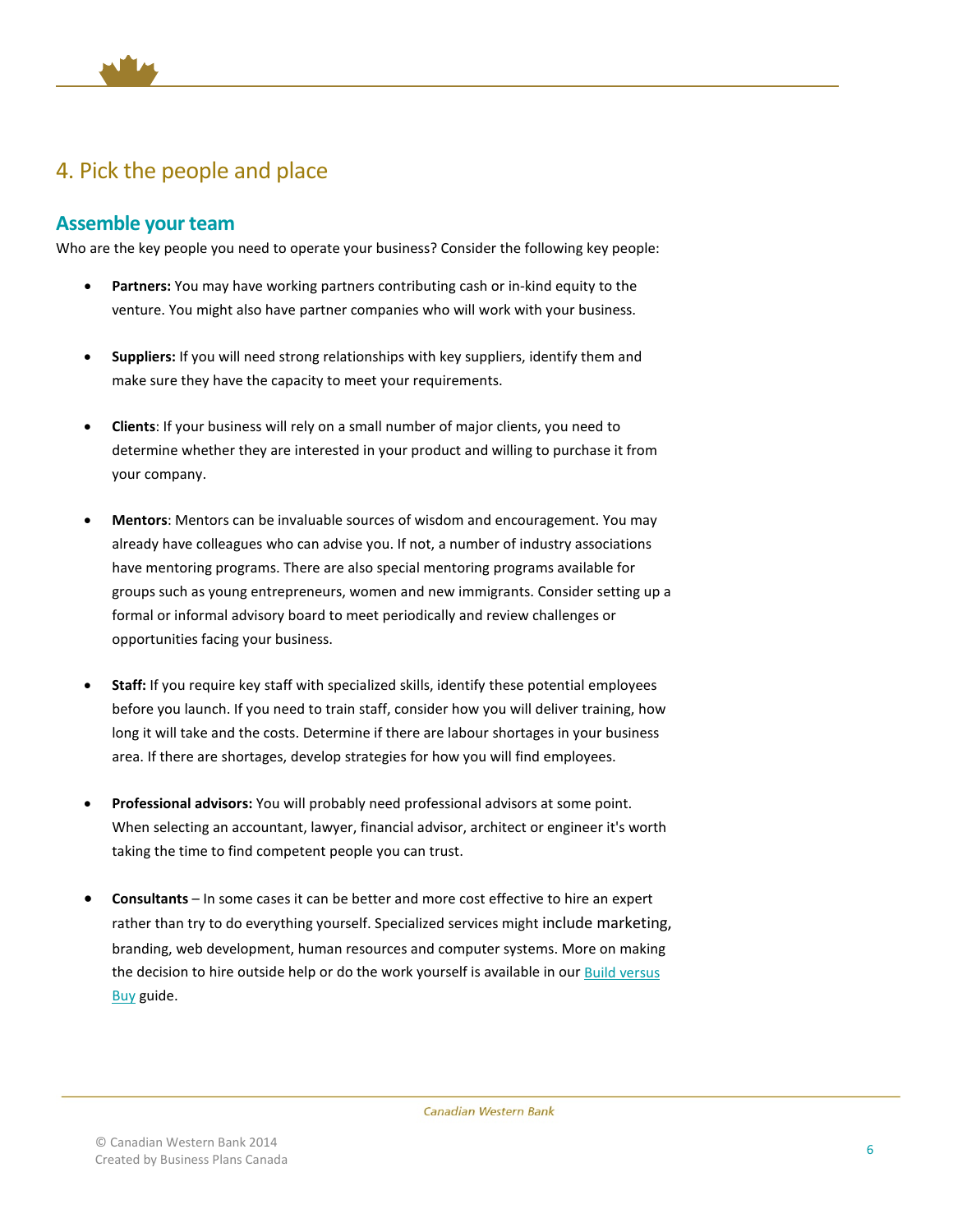# 4. Pick the people and place

## Assemble your team

Who are the key people you need to operate your business? Consider the following key people:

- **Partners:** You may have working partners contributing cash or in-kind equity to the venture. You might also have partner companies who will work with your business.

- **Suppliers:** If you will need strong relationships with key suppliers, identify them and make sure they have the capacity to meet your requirements.

- **Clients**: If your business will rely on a small number of major clients, you need to determine whether they are interested in your product and willing to purchase it from your company.

- **Mentors**: Mentors can be invaluable sources of wisdom and encouragement. You may already have colleagues who can advise you. If not, a number of industry associations have mentoring programs. There are also special mentoring programs available for groups such as young entrepreneurs, women and new immigrants. Consider setting up a formal or informal advisory board to meet periodically and review challenges or opportunities facing your business.

- **Staff:** If you require key staff with specialized skills, identify these potential employees before you launch. If you need to train staff, consider how you will deliver training, how long it will take and the costs. Determine if there are labour shortages in your business area. If there are shortages, develop strategies for how you will find employees.

- **Professional advisors:** You will probably need professional advisors at some point. When selecting an accountant, lawyer, financial advisor, architect or engineer it's worth taking the time to find competent people you can trust.

- **Consultants** – In some cases it can be better and more cost effective to hire an expert rather than try to do everything yourself. Specialized services might include marketing, branding, web development, human resources and computer systems. More on making the decision to hire outside help or do the work yourself is available in our Build versus Buy guide.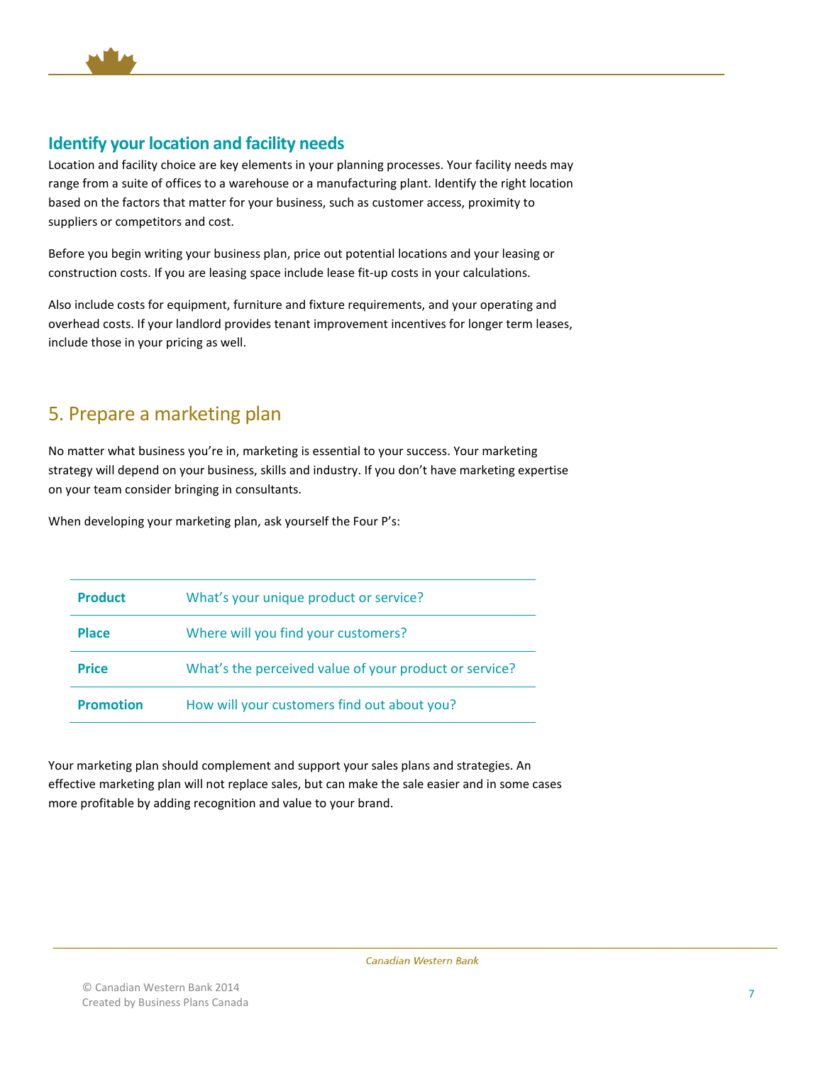### Identify your location and facility needs

Location and facility choice are key elements in your planning processes. Your facility needs may range from a suite of offices to a warehouse or a manufacturing plant. Identify the right location based on the factors that matter for your business, such as customer access, proximity to suppliers or competitors and cost.

Before you begin writing your business plan, price out potential locations and your leasing or construction costs. If you are leasing space include lease fit-up costs in your calculations.

Also include costs for equipment, furniture and fixture requirements, and your operating and overhead costs. If your landlord provides tenant improvement incentives for longer term leases, include those in your pricing as well.

## 5. Prepare a marketing plan

No matter what business you're in, marketing is essential to your success. Your marketing strategy will depend on your business, skills and industry. If you don't have marketing expertise on your team consider bringing in consultants.

When developing your marketing plan, ask yourself the Four P's:

| | |
|---|---|
| **Product** | What's your unique product or service? |
| **Place** | Where will you find your customers? |
| **Price** | What's the perceived value of your product or service? |
| **Promotion** | How will your customers find out about you? |

Your marketing plan should complement and support your sales plans and strategies. An effective marketing plan will not replace sales, but can make the sale easier and in some cases more profitable by adding recognition and value to your brand.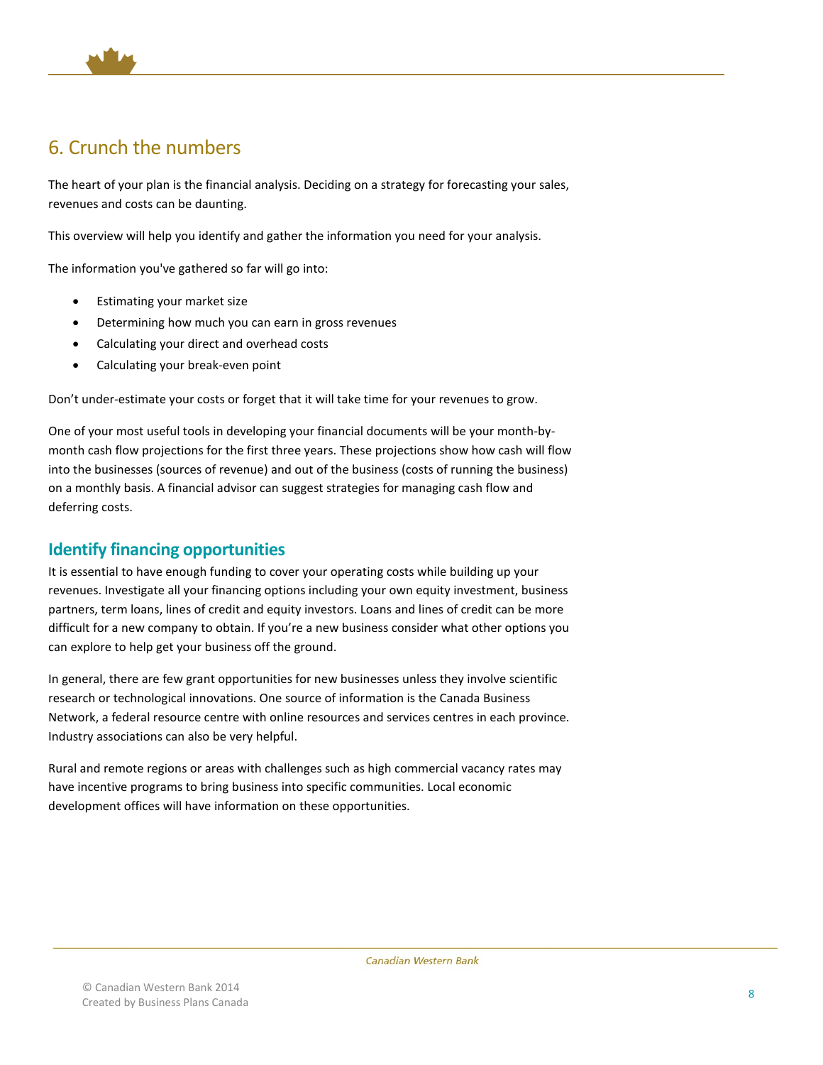## 6. Crunch the numbers

The heart of your plan is the financial analysis. Deciding on a strategy for forecasting your sales, revenues and costs can be daunting.

This overview will help you identify and gather the information you need for your analysis.

The information you've gathered so far will go into:

- Estimating your market size
- Determining how much you can earn in gross revenues
- Calculating your direct and overhead costs
- Calculating your break-even point

Don't under-estimate your costs or forget that it will take time for your revenues to grow.

One of your most useful tools in developing your financial documents will be your month-by-month cash flow projections for the first three years. These projections show how cash will flow into the businesses (sources of revenue) and out of the business (costs of running the business) on a monthly basis. A financial advisor can suggest strategies for managing cash flow and deferring costs.

### Identify financing opportunities

It is essential to have enough funding to cover your operating costs while building up your revenues. Investigate all your financing options including your own equity investment, business partners, term loans, lines of credit and equity investors. Loans and lines of credit can be more difficult for a new company to obtain. If you're a new business consider what other options you can explore to help get your business off the ground.

In general, there are few grant opportunities for new businesses unless they involve scientific research or technological innovations. One source of information is the Canada Business Network, a federal resource centre with online resources and services centres in each province. Industry associations can also be very helpful.

Rural and remote regions or areas with challenges such as high commercial vacancy rates may have incentive programs to bring business into specific communities. Local economic development offices will have information on these opportunities.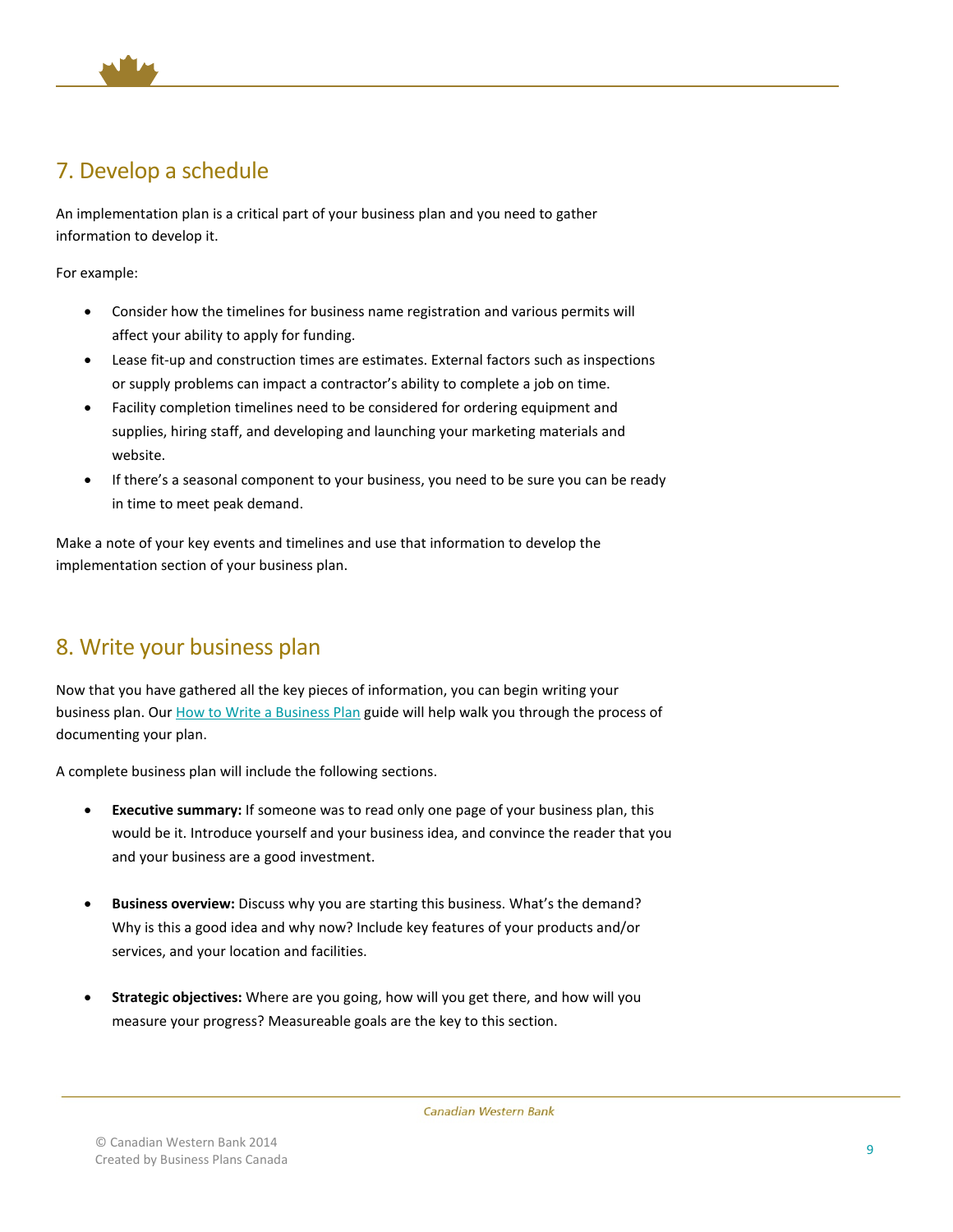## 7. Develop a schedule

An implementation plan is a critical part of your business plan and you need to gather information to develop it.

For example:

- Consider how the timelines for business name registration and various permits will affect your ability to apply for funding.
- Lease fit-up and construction times are estimates. External factors such as inspections or supply problems can impact a contractor's ability to complete a job on time.
- Facility completion timelines need to be considered for ordering equipment and supplies, hiring staff, and developing and launching your marketing materials and website.
- If there's a seasonal component to your business, you need to be sure you can be ready in time to meet peak demand.

Make a note of your key events and timelines and use that information to develop the implementation section of your business plan.

## 8. Write your business plan

Now that you have gathered all the key pieces of information, you can begin writing your business plan. Our [How to Write a Business Plan]() guide will help walk you through the process of documenting your plan.

A complete business plan will include the following sections.

- **Executive summary:** If someone was to read only one page of your business plan, this would be it. Introduce yourself and your business idea, and convince the reader that you and your business are a good investment.

- **Business overview:** Discuss why you are starting this business. What's the demand? Why is this a good idea and why now? Include key features of your products and/or services, and your location and facilities.

- **Strategic objectives:** Where are you going, how will you get there, and how will you measure your progress? Measureable goals are the key to this section.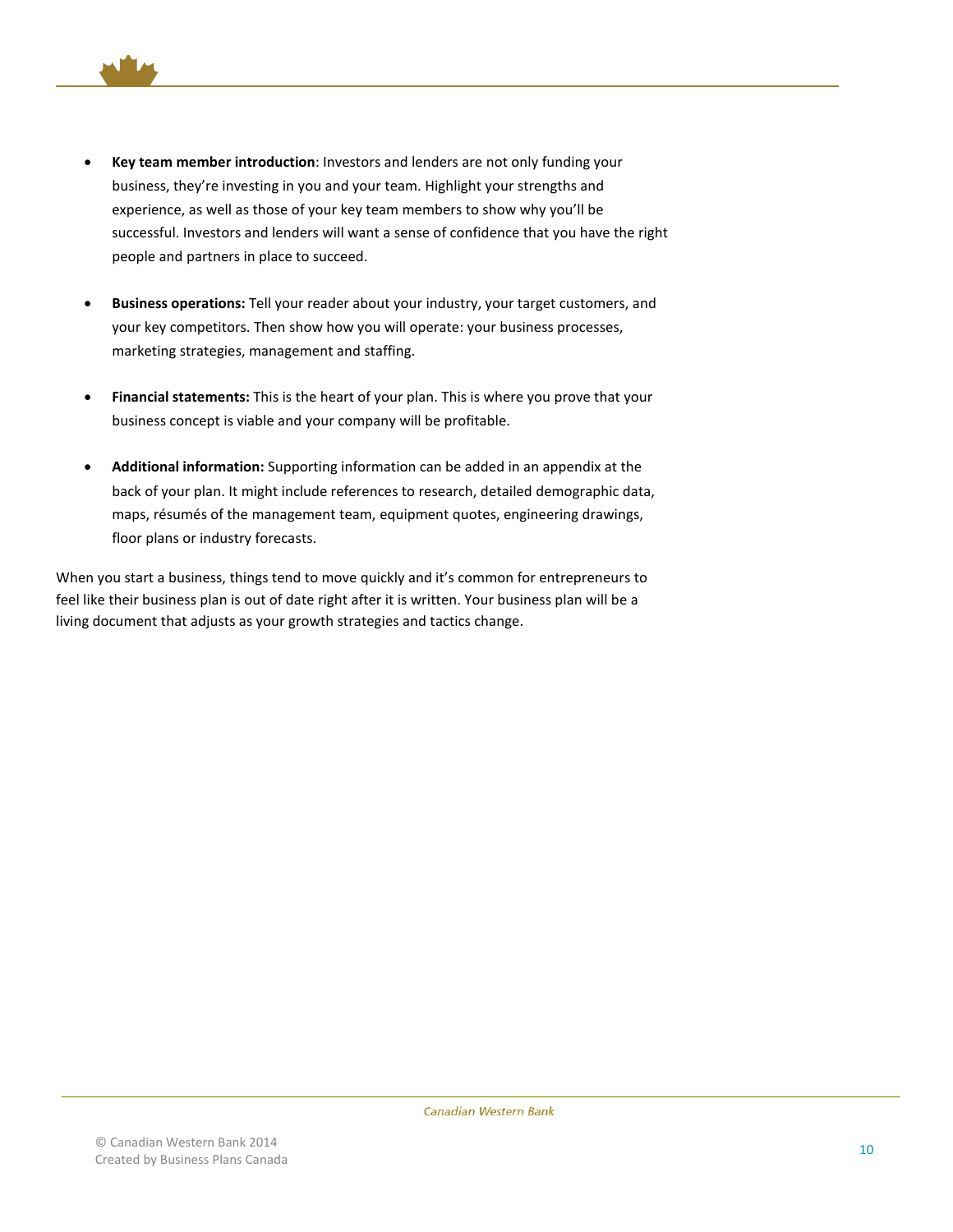- **Key team member introduction**: Investors and lenders are not only funding your business, they're investing in you and your team. Highlight your strengths and experience, as well as those of your key team members to show why you'll be successful. Investors and lenders will want a sense of confidence that you have the right people and partners in place to succeed.

- **Business operations:** Tell your reader about your industry, your target customers, and your key competitors. Then show how you will operate: your business processes, marketing strategies, management and staffing.

- **Financial statements:** This is the heart of your plan. This is where you prove that your business concept is viable and your company will be profitable.

- **Additional information:** Supporting information can be added in an appendix at the back of your plan. It might include references to research, detailed demographic data, maps, résumés of the management team, equipment quotes, engineering drawings, floor plans or industry forecasts.

When you start a business, things tend to move quickly and it's common for entrepreneurs to feel like their business plan is out of date right after it is written. Your business plan will be a living document that adjusts as your growth strategies and tactics change.